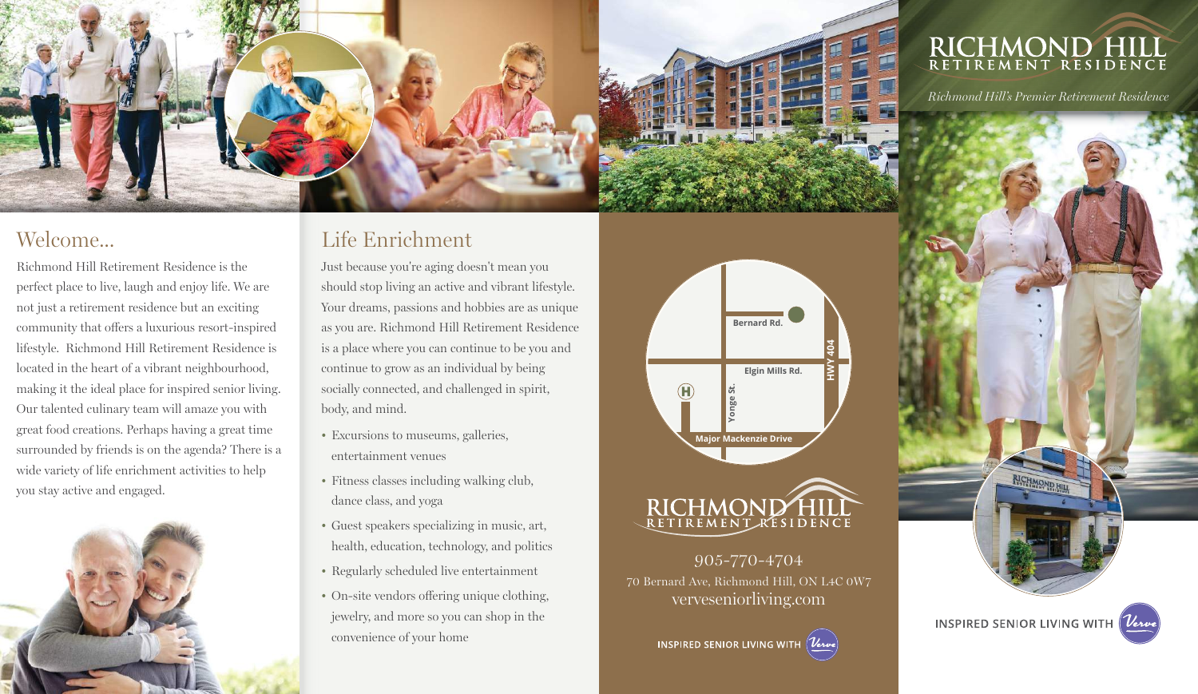## Welcome...

Richmond Hill Retirement Residence is the perfect place to live, laugh and enjoy life. We are not just a retirement residence but an exciting community that offers a luxurious resort-inspired lifestyle. Richmond Hill Retirement Residence is located in the heart of a vibrant neighbourhood, making it the ideal place for inspired senior living. Our talented culinary team will amaze you with great food creations. Perhaps having a great time surrounded by friends is on the agenda? There is a wide variety of life enrichment activities to help you stay active and engaged.

## Life Enrichment

Just because you're aging doesn't mean you should stop living an active and vibrant lifestyle. Your dreams, passions and hobbies are as unique as you are. Richmond Hill Retirement Residence is a place where you can continue to be you and continue to grow as an individual by being socially connected, and challenged in spirit, body, and mind.

- Excursions to museums, galleries, entertainment venues
- Fitness classes including walking club, dance class, and yoga
- Guest speakers specializing in music, art, health, education, technology, and politics
- Regularly scheduled live entertainment
- On-site vendors offering unique clothing, jewelry, and more so you can shop in the convenience of your home

Bernard Rd.
Elgin Mills Rd.
Yonge St.
HWY 404
Major Mackenzie Drive

RICHMOND HILL
RETIREMENT RESIDENCE

905-770-4704
70 Bernard Ave, Richmond Hill, ON L4C 0W7
verveseniorliving.com

INSPIRED SENIOR LIVING WITH Verve

# RICHMOND HILL
## RETIREMENT RESIDENCE

*Richmond Hill's Premier Retirement Residence*

INSPIRED SENIOR LIVING WITH Verve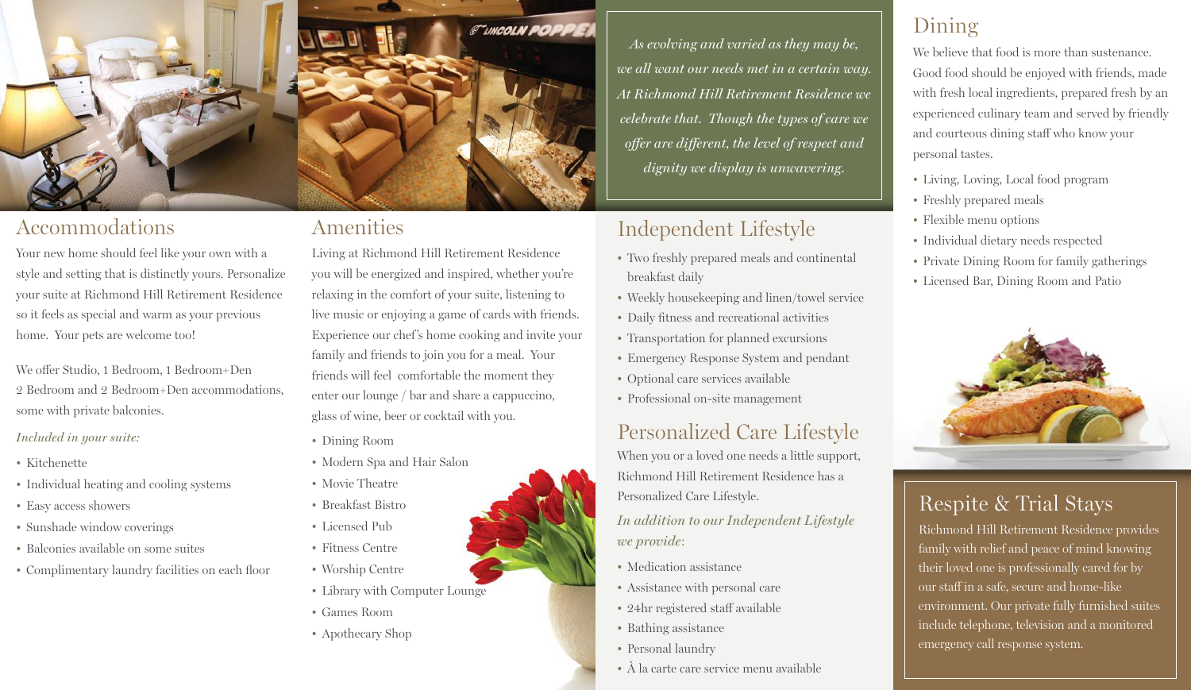## Accommodations

Your new home should feel like your own with a style and setting that is distinctly yours. Personalize your suite at Richmond Hill Retirement Residence so it feels as special and warm as your previous home. Your pets are welcome too!

We offer Studio, 1 Bedroom, 1 Bedroom+Den 2 Bedroom and 2 Bedroom+Den accommodations, some with private balconies.

*Included in your suite:*

- Kitchenette
- Individual heating and cooling systems
- Easy access showers
- Sunshade window coverings
- Balconies available on some suites
- Complimentary laundry facilities on each floor

## Amenities

Living at Richmond Hill Retirement Residence you will be energized and inspired, whether you're relaxing in the comfort of your suite, listening to live music or enjoying a game of cards with friends. Experience our chef's home cooking and invite your family and friends to join you for a meal. Your friends will feel comfortable the moment they enter our lounge / bar and share a cappuccino, glass of wine, beer or cocktail with you.

- Dining Room
- Modern Spa and Hair Salon
- Movie Theatre
- Breakfast Bistro
- Licensed Pub
- Fitness Centre
- Worship Centre
- Library with Computer Lounge
- Games Room
- Apothecary Shop

*As evolving and varied as they may be, we all want our needs met in a certain way. At Richmond Hill Retirement Residence we celebrate that. Though the types of care we offer are different, the level of respect and dignity we display is unwavering.*

## Independent Lifestyle

- Two freshly prepared meals and continental breakfast daily
- Weekly housekeeping and linen/towel service
- Daily fitness and recreational activities
- Transportation for planned excursions
- Emergency Response System and pendant
- Optional care services available
- Professional on-site management

## Personalized Care Lifestyle

When you or a loved one needs a little support, Richmond Hill Retirement Residence has a Personalized Care Lifestyle.

*In addition to our Independent Lifestyle we provide:*

- Medication assistance
- Assistance with personal care
- 24hr registered staff available
- Bathing assistance
- Personal laundry
- À la carte care service menu available

## Dining

We believe that food is more than sustenance. Good food should be enjoyed with friends, made with fresh local ingredients, prepared fresh by an experienced culinary team and served by friendly and courteous dining staff who know your personal tastes.

- Living, Loving, Local food program
- Freshly prepared meals
- Flexible menu options
- Individual dietary needs respected
- Private Dining Room for family gatherings
- Licensed Bar, Dining Room and Patio

## Respite & Trial Stays

Richmond Hill Retirement Residence provides family with relief and peace of mind knowing their loved one is professionally cared for by our staff in a safe, secure and home-like environment. Our private fully furnished suites include telephone, television and a monitored emergency call response system.